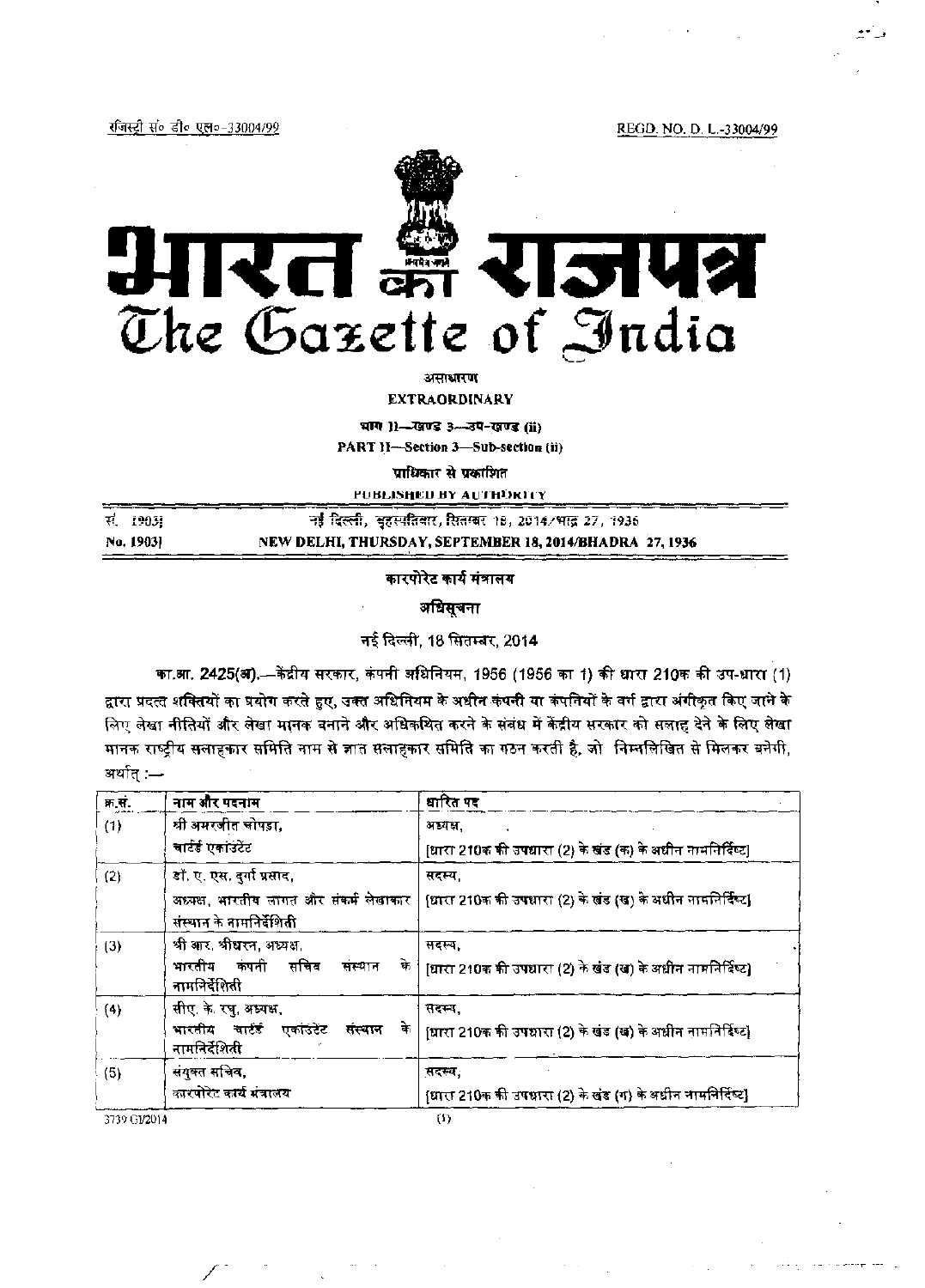रजिस्ट्री सं० डी० एल०-33004/99 REGD. NO. D. L.-33004/99

# भारत का राजपत्र
# The Gazette of India

असाधारण

**EXTRAORDINARY**

भाग II—खण्ड 3—उप-खण्ड (ii)

**PART II—Section 3—Sub-section (ii)**

प्राधिकार से प्रकाशित

**PUBLISHED BY AUTHORITY**

| | |
|---|---|
| सं. 1903] | नई दिल्ली, बृहस्पतिवार, सितम्बर 18, 2014/भाद्र 27, 1936 |
| No. 1903] | NEW DELHI, THURSDAY, SEPTEMBER 18, 2014/BHADRA 27, 1936 |

## कारपोरेट कार्य मंत्रालय

### अधिसूचना

नई दिल्ली, 18 सितम्बर, 2014

**का.आ. 2425(अ).**—केंद्रीय सरकार, कंपनी अधिनियम, 1956 (1956 का 1) की धारा 210क की उप-धारा (1) द्वारा प्रदत्त शक्तियों का प्रयोग करते हुए, उक्त अधिनियम के अधीन कंपनी या कंपनियों के वर्ग द्वारा अंगीकृत किए जाने के लिए लेखा नीतियों और लेखा मानक बनाने और अधिकथित करने के संबंध में केंद्रीय सरकार को सलाह देने के लिए लेखा मानक राष्ट्रीय सलाहकार समिति नाम से ज्ञात सलाहकार समिति का गठन करती है, जो निम्नलिखित से मिलकर बनेगी, अर्थात् :—

| क्र.सं. | नाम और पदनाम | धारित पद |
|---|---|---|
| (1) | श्री अमरजीत चोपड़ा, चार्टर्ड एकाउंटेंट | अध्यक्ष, [धारा 210क की उपधारा (2) के खंड (क) के अधीन नामनिर्दिष्ट] |
| (2) | डॉ. ए. एस. दुर्गा प्रसाद, अध्यक्ष, भारतीय लागत और संकर्म लेखाकार संस्थान के नामनिर्देशिती | सदस्य, [धारा 210क की उपधारा (2) के खंड (ख) के अधीन नामनिर्दिष्ट] |
| (3) | श्री आर. श्रीधरन, अध्यक्ष, भारतीय कंपनी सचिव संस्थान के नामनिर्देशिती | सदस्य, [धारा 210क की उपधारा (2) के खंड (ख) के अधीन नामनिर्दिष्ट] |
| (4) | सीए. के. रघु, अध्यक्ष, भारतीय चार्टर्ड एकाउंटेंट संस्थान के नामनिर्देशिती | सदस्य, [धारा 210क की उपधारा (2) के खंड (ख) के अधीन नामनिर्दिष्ट] |
| (5) | संयुक्त सचिव, कारपोरेट कार्य मंत्रालय | सदस्य, [धारा 210क की उपधारा (2) के खंड (ग) के अधीन नामनिर्दिष्ट] |

3739 GI/2014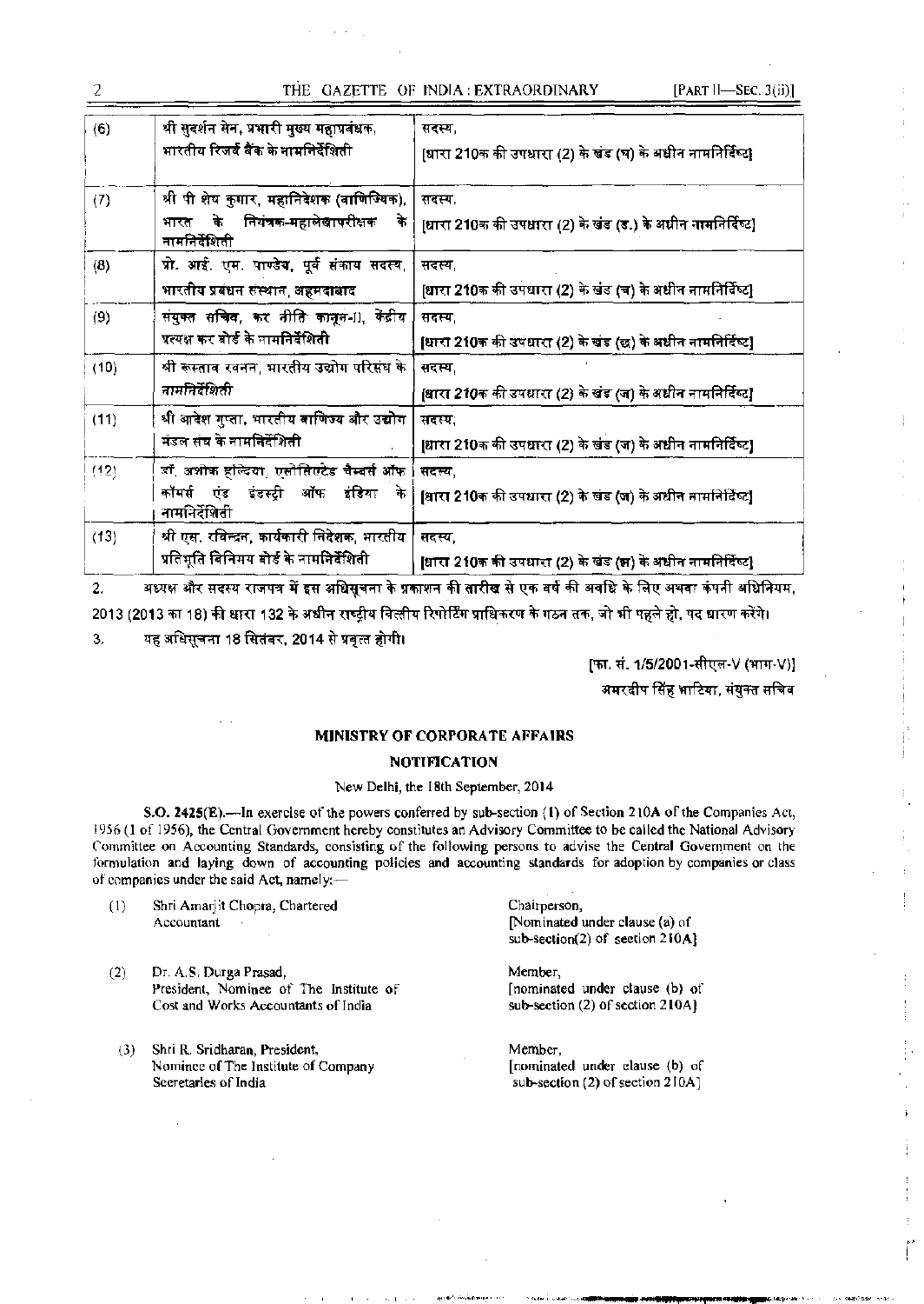| (6) | श्री सुदर्शन सेन, प्रभारी मुख्य महाप्रबंधक, भारतीय रिजर्व बैंक के नामनिर्देशिती | सदस्य, [धारा 210क की उपधारा (2) के खंड (घ) के अधीन नामनिर्दिष्ट] |
|---|---|---|
| (7) | श्री पी शेष कुमार, महानिदेशक (वाणिज्यिक), भारत के नियंत्रक-महालेखापरीक्षक के नामनिर्देशिती | सदस्य, [धारा 210क की उपधारा (2) के खंड (ङ.) के अधीन नामनिर्दिष्ट] |
| (8) | प्रो. आई. एम. पाण्डेय, पूर्व संकाय सदस्य, भारतीय प्रबंधन संस्थान, अहमदाबाद | सदस्य, [धारा 210क की उपधारा (2) के खंड (च) के अधीन नामनिर्दिष्ट] |
| (9) | संयुक्त सचिव, कर नीति कानून-II, केंद्रीय प्रत्यक्ष कर बोर्ड के नामनिर्देशिती | सदस्य, [धारा 210क की उपधारा (2) के खंड (छ) के अधीन नामनिर्दिष्ट] |
| (10) | श्री रूस्ताव रवनन, भारतीय उद्योग परिसंघ के नामनिर्देशिती | सदस्य, [धारा 210क की उपधारा (2) के खंड (ज) के अधीन नामनिर्दिष्ट] |
| (11) | श्री आदेश गुप्ता, भारतीय वाणिज्य और उद्योग मंडल संघ के नामनिर्देशिती | सदस्य, [धारा 210क की उपधारा (2) के खंड (ज) के अधीन नामनिर्दिष्ट] |
| (12) | डॉ. अशोक हल्दिया, एसोसिएटेड चैम्बर्स ऑफ कॉमर्स एंड इंडस्ट्री ऑफ इंडिया के नामनिर्देशिती | सदस्य, [धारा 210क की उपधारा (2) के खंड (ज) के अधीन नामनिर्दिष्ट] |
| (13) | श्री एस. रविन्द्रन, कार्यकारी निदेशक, भारतीय प्रतिभूति विनिमय बोर्ड के नामनिर्देशिती | सदस्य, [धारा 210क की उपधारा (2) के खंड (झ) के अधीन नामनिर्दिष्ट] |

2. अध्यक्ष और सदस्य राजपत्र में इस अधिसूचना के प्रकाशन की तारीख से एक वर्ष की अवधि के लिए अथवा कंपनी अधिनियम, 2013 (2013 का 18) की धारा 132 के अधीन राष्ट्रीय वित्तीय रिपोर्टिंग प्राधिकरण के गठन तक, जो भी पहले हो, पद धारण करेंगे।

3. यह अधिसूचना 18 सितंबर, 2014 से प्रवृत्त होगी।

[फा. सं. 1/5/2001-सीएल-V (भाग-V)]

अमरदीप सिंह भाटिया, संयुक्त सचिव

## MINISTRY OF CORPORATE AFFAIRS

### NOTIFICATION

New Delhi, the 18th September, 2014

**S.O. 2425(E).**—In exercise of the powers conferred by sub-section (1) of Section 210A of the Companies Act, 1956 (1 of 1956), the Central Government hereby constitutes an Advisory Committee to be called the National Advisory Committee on Accounting Standards, consisting of the following persons to advise the Central Government on the formulation and laying down of accounting policies and accounting standards for adoption by companies or class of companies under the said Act, namely:—

| (1) | Shri Amarjit Chopra, Chartered Accountant | Chairperson, [Nominated under clause (a) of sub-section(2) of section 210A] |
|---|---|---|
| (2) | Dr. A.S. Durga Prasad, President, Nominee of The Institute of Cost and Works Accountants of India | Member, [nominated under clause (b) of sub-section (2) of section 210A] |
| (3) | Shri R. Sridharan, President, Nominee of The Institute of Company Secretaries of India | Member, [nominated under clause (b) of sub-section (2) of section 210A] |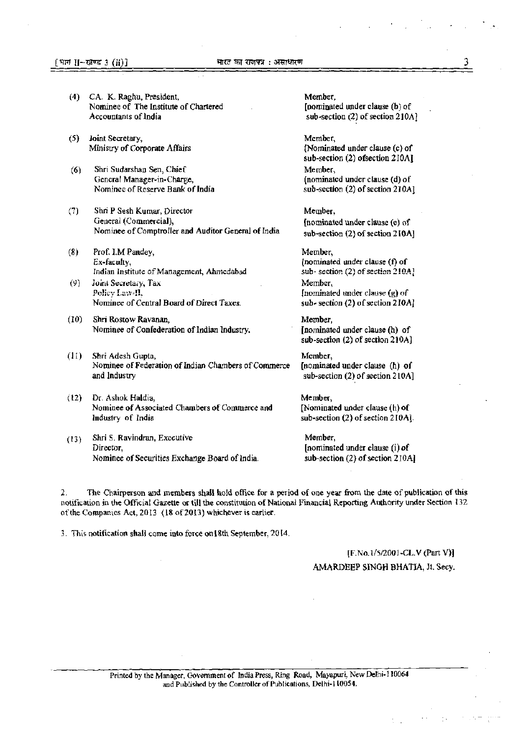| | | |
|---|---|---|
| (4) | CA. K. Raghu, President, Nominee of The Institute of Chartered Accountants of India | Member, [nominated under clause (b) of sub-section (2) of section 210A] |
| (5) | Joint Secretary, Ministry of Corporate Affairs | Member, [Nominated under clause (c) of sub-section (2) ofsection 210A] |
| (6) | Shri Sudarshan Sen, Chief General Manager-in-Charge, Nominee of Reserve Bank of India | Member, (nominated under clause (d) of sub-section (2) of section 210A] |
| (7) | Shri P Sesh Kumar, Director General (Commercial), Nominee of Comptroller and Auditor General of India | Member, [nominated under clause (e) of sub-section (2) of section 210A] |
| (8) | Prof. I.M Pandey, Ex-faculty, Indian Institute of Management, Ahmedabad | Member, (nominated under clause (f) of sub- section (2) of section 210A] |
| (9) | Joint Secretary, Tax Policy Law-II, Nominee of Central Board of Direct Taxes. | Member, [nominated under clause (g) of sub- section (2) of section 210A] |
| (10) | Shri Rostow Ravanan, Nominee of Confederation of Indian Industry. | Member, [nominated under clause (h) of sub-section (2) of section 210A] |
| (11) | Shri Adesh Gupta, Nominee of Federation of Indian Chambers of Commerce and Industry | Member, [nominated under clause (h) of sub-section (2) of section 210A] |
| (12) | Dr. Ashok Haldia, Nominee of Associated Chambers of Commerce and Industry of India | Member, [Nominated under clause (h) of sub-section (2) of section 210A]. |
| (13) | Shri S. Ravindran, Executive Director, Nominee of Securities Exchange Board of India. | Member, [nominated under clause (i) of sub-section (2) of section 210A] |

2. The Chairperson and members shall hold office for a period of one year from the date of publication of this notification in the Official Gazette or till the constitution of National Financial Reporting Authority under Section 132 of the Companies Act, 2013 (18 of 2013) whichever is earlier.

3. This notification shall come into force on18th September, 2014.

[F.No.1/5/2001-CL.V (Part V)]

AMARDEEP SINGH BHATIA, Jt. Secy.

Printed by the Manager, Government of India Press, Ring Road, Mayapuri, New Delhi-110064 and Published by the Controller of Publications, Delhi-110054.